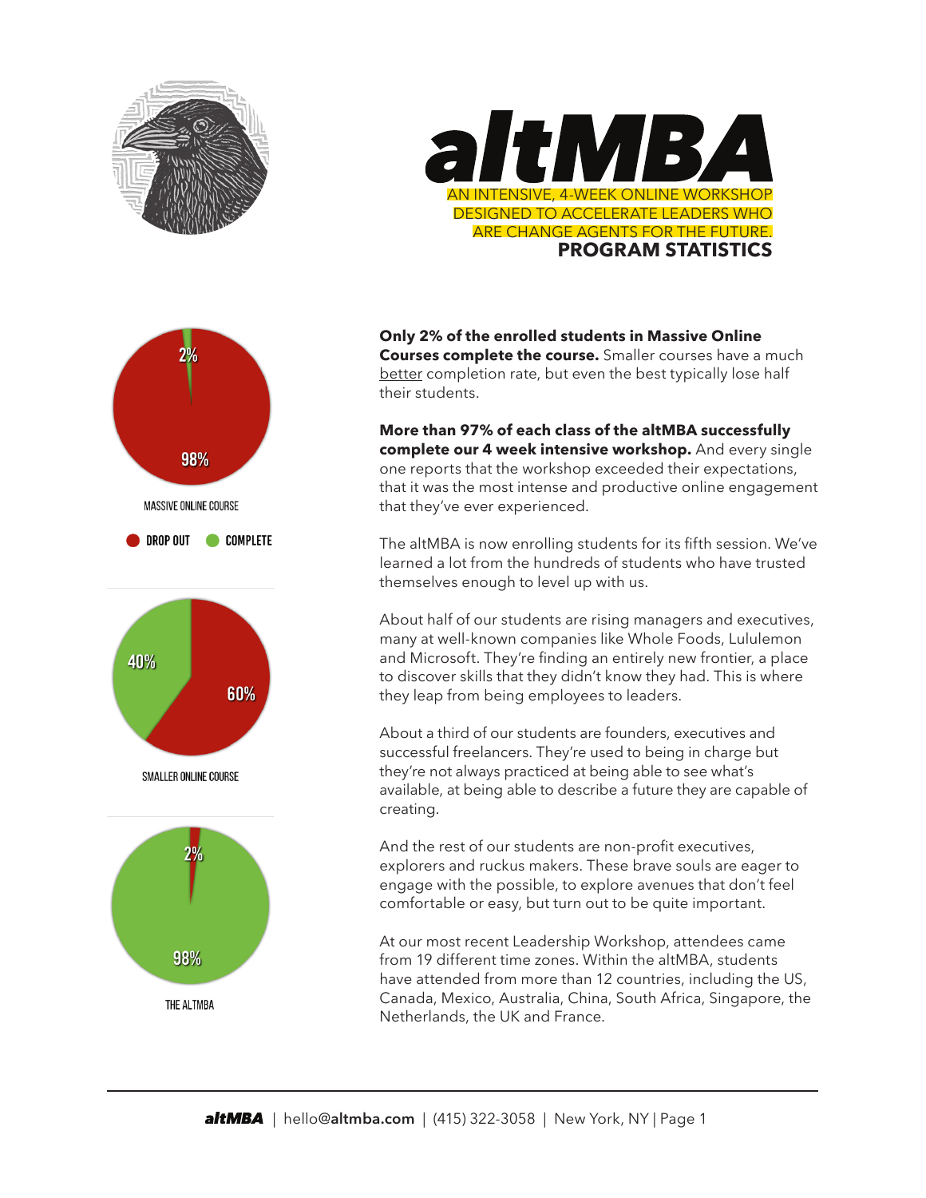# altMBA

AN INTENSIVE, 4-WEEK ONLINE WORKSHOP DESIGNED TO ACCELERATE LEADERS WHO ARE CHANGE AGENTS FOR THE FUTURE.

## PROGRAM STATISTICS

2%

98%

MASSIVE ONLINE COURSE

DROP OUT COMPLETE

40%

60%

SMALLER ONLINE COURSE

2%

98%

THE ALTMBA

**Only 2% of the enrolled students in Massive Online Courses complete the course.** Smaller courses have a much better completion rate, but even the best typically lose half their students.

**More than 97% of each class of the altMBA successfully complete our 4 week intensive workshop.** And every single one reports that the workshop exceeded their expectations, that it was the most intense and productive online engagement that they've ever experienced.

The altMBA is now enrolling students for its fifth session. We've learned a lot from the hundreds of students who have trusted themselves enough to level up with us.

About half of our students are rising managers and executives, many at well-known companies like Whole Foods, Lululemon and Microsoft. They're finding an entirely new frontier, a place to discover skills that they didn't know they had. This is where they leap from being employees to leaders.

About a third of our students are founders, executives and successful freelancers. They're used to being in charge but they're not always practiced at being able to see what's available, at being able to describe a future they are capable of creating.

And the rest of our students are non-profit executives, explorers and ruckus makers. These brave souls are eager to engage with the possible, to explore avenues that don't feel comfortable or easy, but turn out to be quite important.

At our most recent Leadership Workshop, attendees came from 19 different time zones. Within the altMBA, students have attended from more than 12 countries, including the US, Canada, Mexico, Australia, China, South Africa, Singapore, the Netherlands, the UK and France.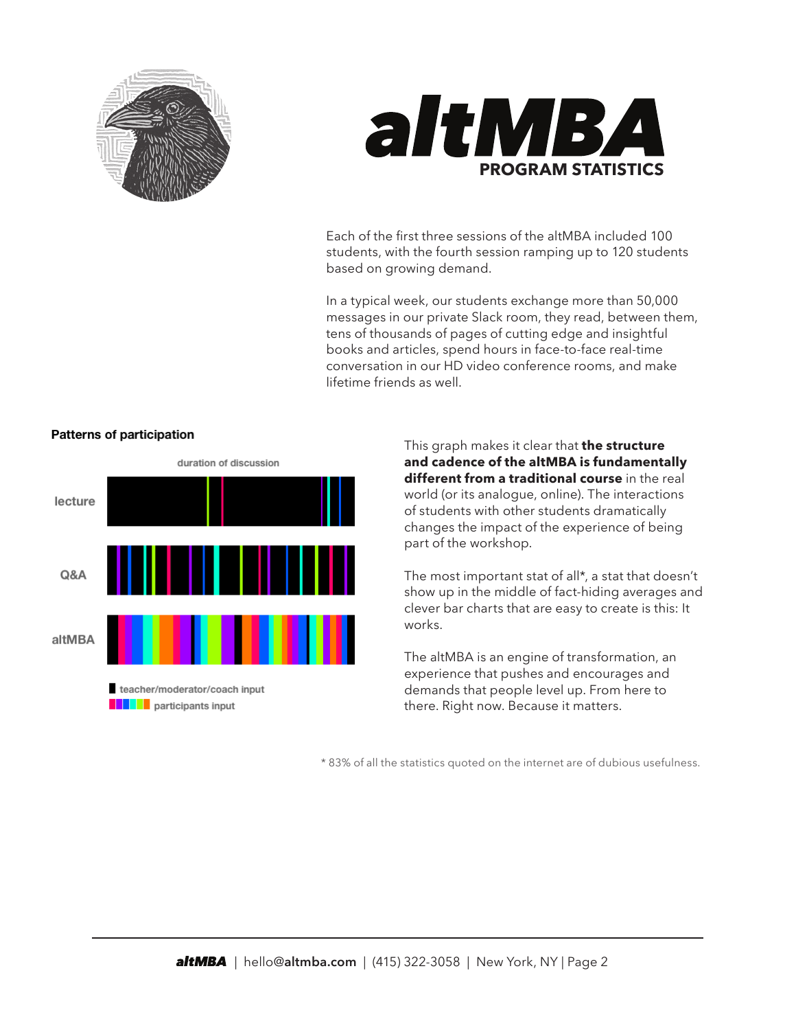# altMBA

## PROGRAM STATISTICS

Each of the first three sessions of the altMBA included 100 students, with the fourth session ramping up to 120 students based on growing demand.

In a typical week, our students exchange more than 50,000 messages in our private Slack room, they read, between them, tens of thousands of pages of cutting edge and insightful books and articles, spend hours in face-to-face real-time conversation in our HD video conference rooms, and make lifetime friends as well.

### Patterns of participation

duration of discussion

lecture

Q&A

altMBA

teacher/moderator/coach input

participants input

This graph makes it clear that **the structure and cadence of the altMBA is fundamentally different from a traditional course** in the real world (or its analogue, online). The interactions of students with other students dramatically changes the impact of the experience of being part of the workshop.

The most important stat of all*, a stat that doesn't show up in the middle of fact-hiding averages and clever bar charts that are easy to create is this: It works.

The altMBA is an engine of transformation, an experience that pushes and encourages and demands that people level up. From here to there. Right now. Because it matters.

* 83% of all the statistics quoted on the internet are of dubious usefulness.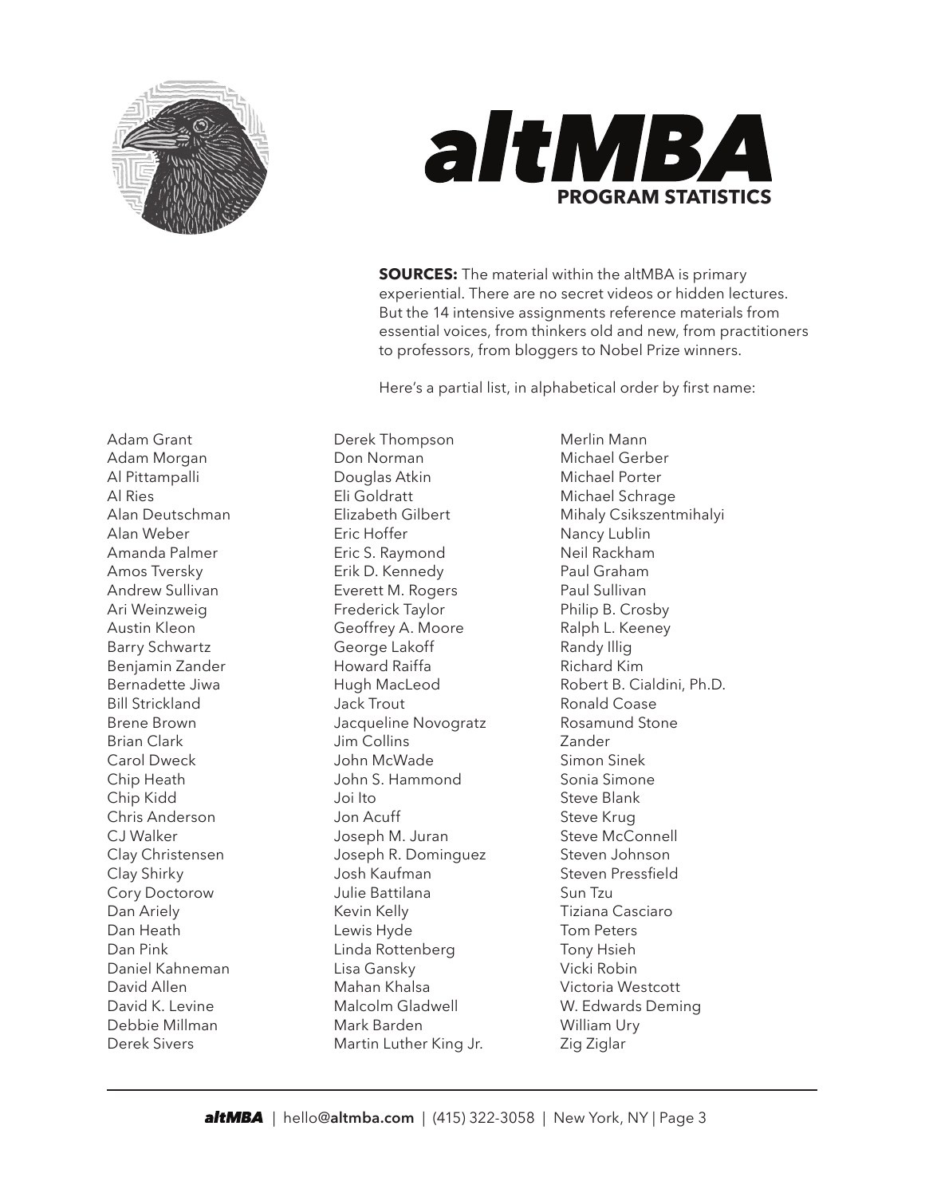# altMBA

## PROGRAM STATISTICS

**SOURCES:** The material within the altMBA is primary experiential. There are no secret videos or hidden lectures. But the 14 intensive assignments reference materials from essential voices, from thinkers old and new, from practitioners to professors, from bloggers to Nobel Prize winners.

Here's a partial list, in alphabetical order by first name:

Adam Grant
Adam Morgan
Al Pittampalli
Al Ries
Alan Deutschman
Alan Weber
Amanda Palmer
Amos Tversky
Andrew Sullivan
Ari Weinzweig
Austin Kleon
Barry Schwartz
Benjamin Zander
Bernadette Jiwa
Bill Strickland
Brene Brown
Brian Clark
Carol Dweck
Chip Heath
Chip Kidd
Chris Anderson
CJ Walker
Clay Christensen
Clay Shirky
Cory Doctorow
Dan Ariely
Dan Heath
Dan Pink
Daniel Kahneman
David Allen
David K. Levine
Debbie Millman
Derek Sivers
Derek Thompson
Don Norman
Douglas Atkin
Eli Goldratt
Elizabeth Gilbert
Eric Hoffer
Eric S. Raymond
Erik D. Kennedy
Everett M. Rogers
Frederick Taylor
Geoffrey A. Moore
George Lakoff
Howard Raiffa
Hugh MacLeod
Jack Trout
Jacqueline Novogratz
Jim Collins
John McWade
John S. Hammond
Joi Ito
Jon Acuff
Joseph M. Juran
Joseph R. Dominguez
Josh Kaufman
Julie Battilana
Kevin Kelly
Lewis Hyde
Linda Rottenberg
Lisa Gansky
Mahan Khalsa
Malcolm Gladwell
Mark Barden
Martin Luther King Jr.
Merlin Mann
Michael Gerber
Michael Porter
Michael Schrage
Mihaly Csikszentmihalyi
Nancy Lublin
Neil Rackham
Paul Graham
Paul Sullivan
Philip B. Crosby
Ralph L. Keeney
Randy Illig
Richard Kim
Robert B. Cialdini, Ph.D.
Ronald Coase
Rosamund Stone
Zander
Simon Sinek
Sonia Simone
Steve Blank
Steve Krug
Steve McConnell
Steven Johnson
Steven Pressfield
Sun Tzu
Tiziana Casciaro
Tom Peters
Tony Hsieh
Vicki Robin
Victoria Westcott
W. Edwards Deming
William Ury
Zig Ziglar

**altMBA** | hello@**altmba.com** | (415) 322-3058 | New York, NY